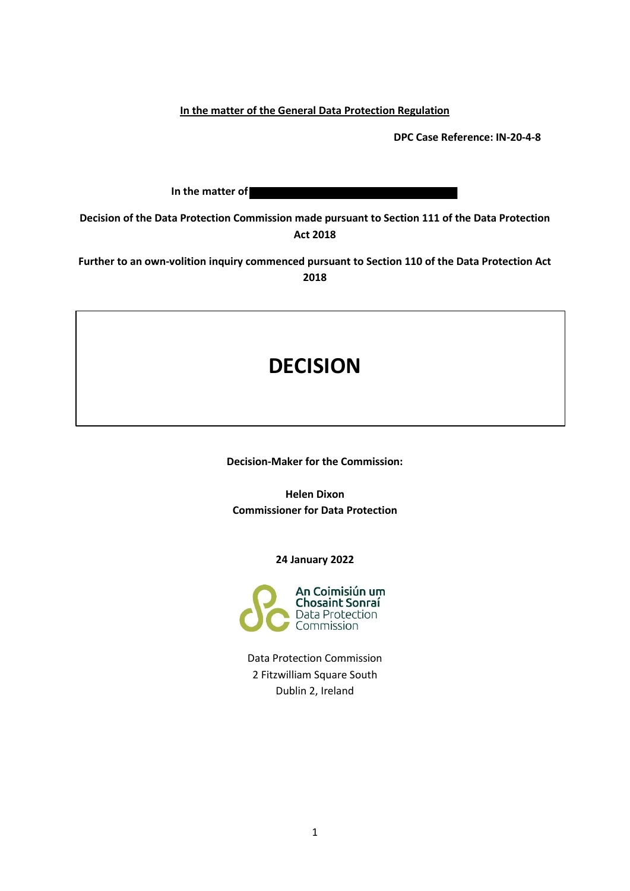**<u>In the matter of the General Data Protection Regulation</u>**

**DPC Case Reference: IN-20-4-8**

**In the matter of** ██████████████████████

**Decision of the Data Protection Commission made pursuant to Section 111 of the Data Protection Act 2018**

**Further to an own-volition inquiry commenced pursuant to Section 110 of the Data Protection Act 2018**

# DECISION

**Decision-Maker for the Commission:**

**Helen Dixon**
**Commissioner for Data Protection**

**24 January 2022**

An Coimisiún um Chosaint Sonraí
Data Protection Commission

Data Protection Commission
2 Fitzwilliam Square South
Dublin 2, Ireland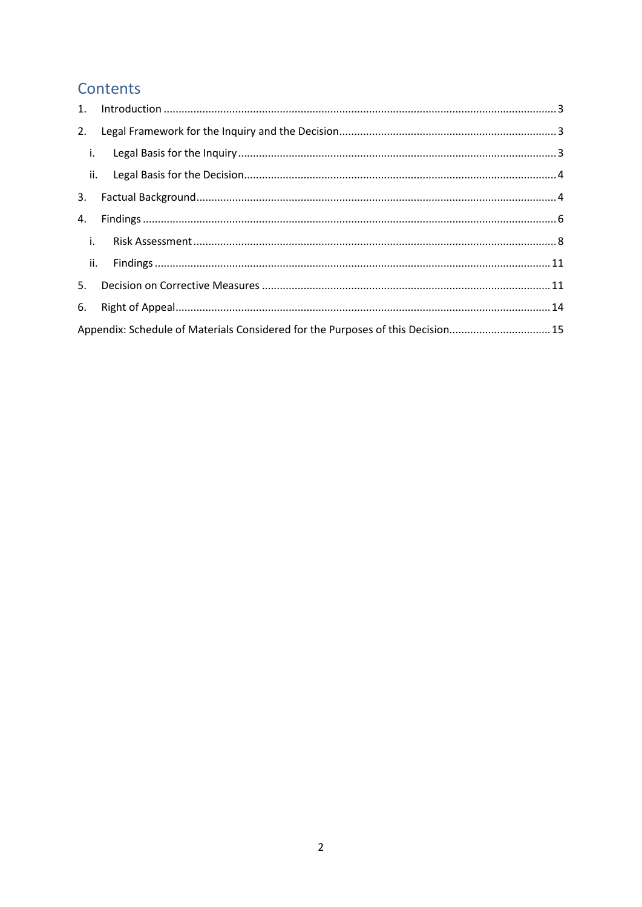## Contents

1. Introduction ........................................................................................................................................ 3
2. Legal Framework for the Inquiry and the Decision ........................................................................ 3
   - i. Legal Basis for the Inquiry ........................................................................................................ 3
   - ii. Legal Basis for the Decision ...................................................................................................... 4
3. Factual Background ........................................................................................................................ 4
4. Findings ........................................................................................................................................... 6
   - i. Risk Assessment ........................................................................................................................ 8
   - ii. Findings ................................................................................................................................... 11
5. Decision on Corrective Measures ................................................................................................. 11
6. Right of Appeal .............................................................................................................................. 14

Appendix: Schedule of Materials Considered for the Purposes of this Decision ................................. 15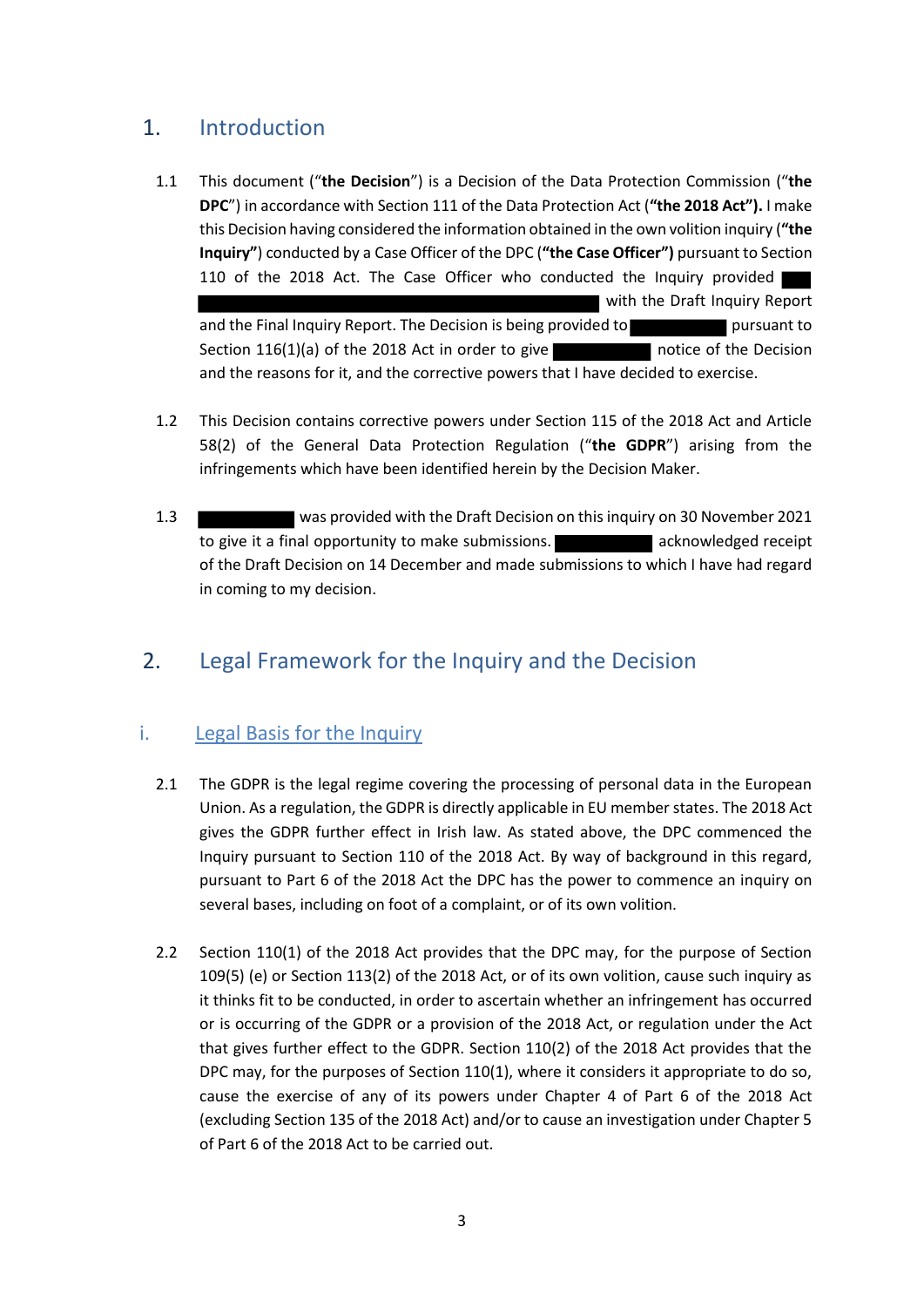## 1. Introduction

1.1 This document ("**the Decision**") is a Decision of the Data Protection Commission ("**the DPC**") in accordance with Section 111 of the Data Protection Act (**"the 2018 Act").** I make this Decision having considered the information obtained in the own volition inquiry (**"the Inquiry"**) conducted by a Case Officer of the DPC (**"the Case Officer")** pursuant to Section 110 of the 2018 Act. The Case Officer who conducted the Inquiry provided ███ ████████████████████████████████████ with the Draft Inquiry Report and the Final Inquiry Report. The Decision is being provided to █████████ pursuant to Section 116(1)(a) of the 2018 Act in order to give █████████ notice of the Decision and the reasons for it, and the corrective powers that I have decided to exercise.

1.2 This Decision contains corrective powers under Section 115 of the 2018 Act and Article 58(2) of the General Data Protection Regulation ("**the GDPR**") arising from the infringements which have been identified herein by the Decision Maker.

1.3 █████████ was provided with the Draft Decision on this inquiry on 30 November 2021 to give it a final opportunity to make submissions. █████████ acknowledged receipt of the Draft Decision on 14 December and made submissions to which I have had regard in coming to my decision.

## 2. Legal Framework for the Inquiry and the Decision

### i. Legal Basis for the Inquiry

2.1 The GDPR is the legal regime covering the processing of personal data in the European Union. As a regulation, the GDPR is directly applicable in EU member states. The 2018 Act gives the GDPR further effect in Irish law. As stated above, the DPC commenced the Inquiry pursuant to Section 110 of the 2018 Act. By way of background in this regard, pursuant to Part 6 of the 2018 Act the DPC has the power to commence an inquiry on several bases, including on foot of a complaint, or of its own volition.

2.2 Section 110(1) of the 2018 Act provides that the DPC may, for the purpose of Section 109(5) (e) or Section 113(2) of the 2018 Act, or of its own volition, cause such inquiry as it thinks fit to be conducted, in order to ascertain whether an infringement has occurred or is occurring of the GDPR or a provision of the 2018 Act, or regulation under the Act that gives further effect to the GDPR. Section 110(2) of the 2018 Act provides that the DPC may, for the purposes of Section 110(1), where it considers it appropriate to do so, cause the exercise of any of its powers under Chapter 4 of Part 6 of the 2018 Act (excluding Section 135 of the 2018 Act) and/or to cause an investigation under Chapter 5 of Part 6 of the 2018 Act to be carried out.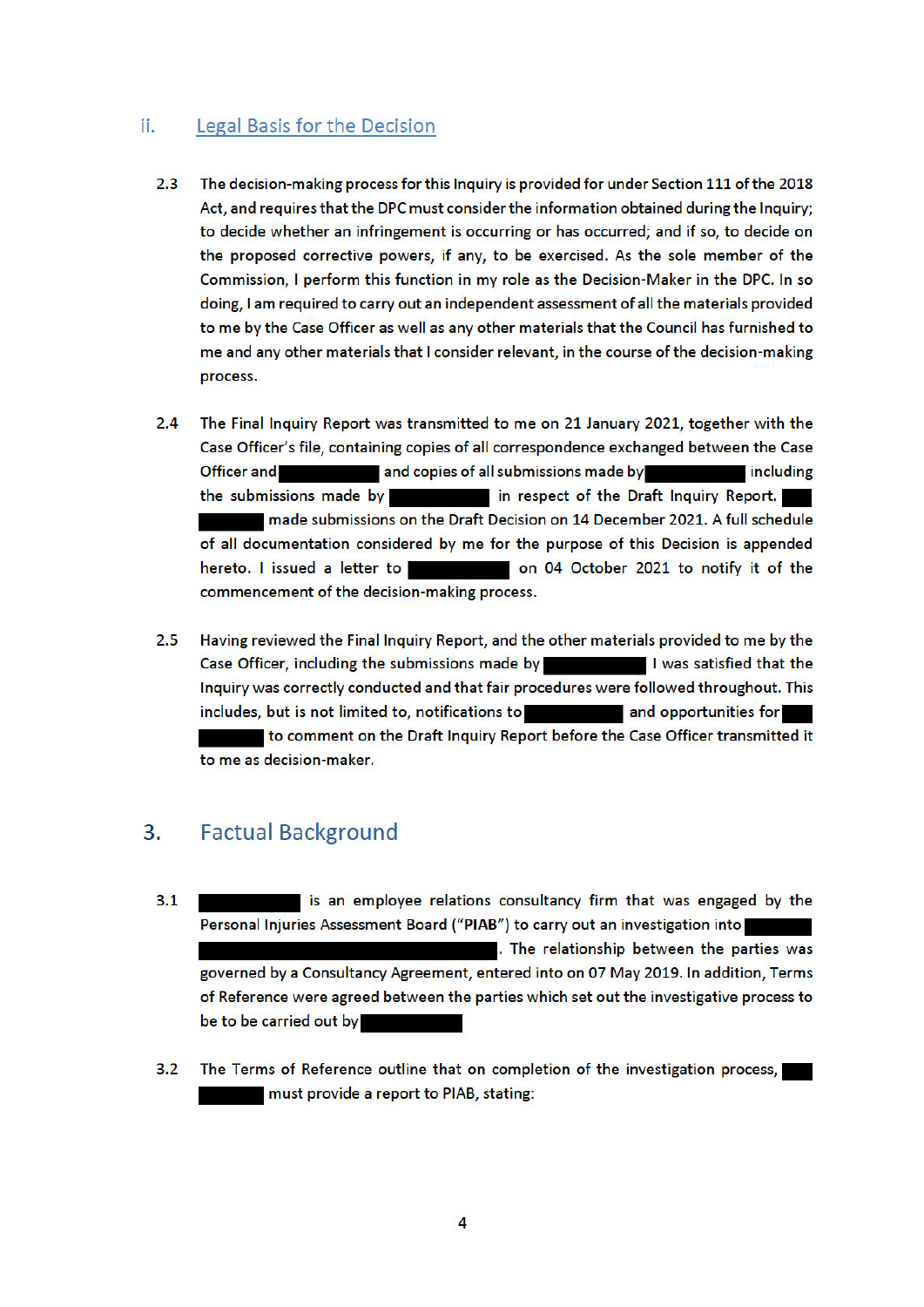## ii. Legal Basis for the Decision

2.3 The decision-making process for this Inquiry is provided for under Section 111 of the 2018 Act, and requires that the DPC must consider the information obtained during the Inquiry; to decide whether an infringement is occurring or has occurred; and if so, to decide on the proposed corrective powers, if any, to be exercised. As the sole member of the Commission, I perform this function in my role as the Decision-Maker in the DPC. In so doing, I am required to carry out an independent assessment of all the materials provided to me by the Case Officer as well as any other materials that the Council has furnished to me and any other materials that I consider relevant, in the course of the decision-making process.

2.4 The Final Inquiry Report was transmitted to me on 21 January 2021, together with the Case Officer's file, containing copies of all correspondence exchanged between the Case Officer and ██████ and copies of all submissions made by ██████ including the submissions made by ██████ in respect of the Draft Inquiry Report. ██████ made submissions on the Draft Decision on 14 December 2021. A full schedule of all documentation considered by me for the purpose of this Decision is appended hereto. I issued a letter to ██████ on 04 October 2021 to notify it of the commencement of the decision-making process.

2.5 Having reviewed the Final Inquiry Report, and the other materials provided to me by the Case Officer, including the submissions made by ██████ I was satisfied that the Inquiry was correctly conducted and that fair procedures were followed throughout. This includes, but is not limited to, notifications to ██████ and opportunities for ██████ to comment on the Draft Inquiry Report before the Case Officer transmitted it to me as decision-maker.

# 3. Factual Background

3.1 ██████ is an employee relations consultancy firm that was engaged by the Personal Injuries Assessment Board ("**PIAB**") to carry out an investigation into ██████. The relationship between the parties was governed by a Consultancy Agreement, entered into on 07 May 2019. In addition, Terms of Reference were agreed between the parties which set out the investigative process to be to be carried out by ██████

3.2 The Terms of Reference outline that on completion of the investigation process, ██████ must provide a report to PIAB, stating: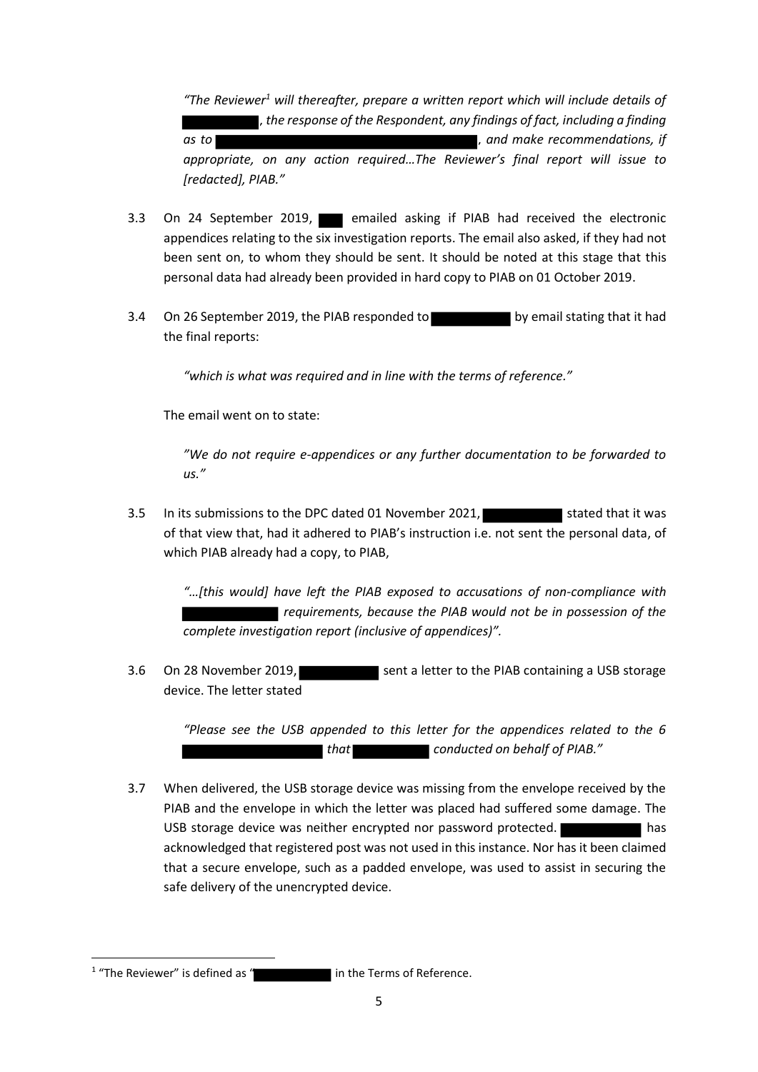*"The Reviewer[1] will thereafter, prepare a written report which will include details of [redacted], the response of the Respondent, any findings of fact, including a finding as to [redacted], and make recommendations, if appropriate, on any action required…The Reviewer's final report will issue to [redacted], PIAB."*

3.3 On 24 September 2019, [redacted] emailed asking if PIAB had received the electronic appendices relating to the six investigation reports. The email also asked, if they had not been sent on, to whom they should be sent. It should be noted at this stage that this personal data had already been provided in hard copy to PIAB on 01 October 2019.

3.4 On 26 September 2019, the PIAB responded to [redacted] by email stating that it had the final reports:

> *"which is what was required and in line with the terms of reference."*

The email went on to state:

> *"We do not require e-appendices or any further documentation to be forwarded to us."*

3.5 In its submissions to the DPC dated 01 November 2021, [redacted] stated that it was of that view that, had it adhered to PIAB's instruction i.e. not sent the personal data, of which PIAB already had a copy, to PIAB,

> *"…[this would] have left the PIAB exposed to accusations of non-compliance with [redacted] requirements, because the PIAB would not be in possession of the complete investigation report (inclusive of appendices)".*

3.6 On 28 November 2019, [redacted] sent a letter to the PIAB containing a USB storage device. The letter stated

> *"Please see the USB appended to this letter for the appendices related to the 6 [redacted] that [redacted] conducted on behalf of PIAB."*

3.7 When delivered, the USB storage device was missing from the envelope received by the PIAB and the envelope in which the letter was placed had suffered some damage. The USB storage device was neither encrypted nor password protected. [redacted] has acknowledged that registered post was not used in this instance. Nor has it been claimed that a secure envelope, such as a padded envelope, was used to assist in securing the safe delivery of the unencrypted device.

---

[1] "The Reviewer" is defined as "[redacted] in the Terms of Reference.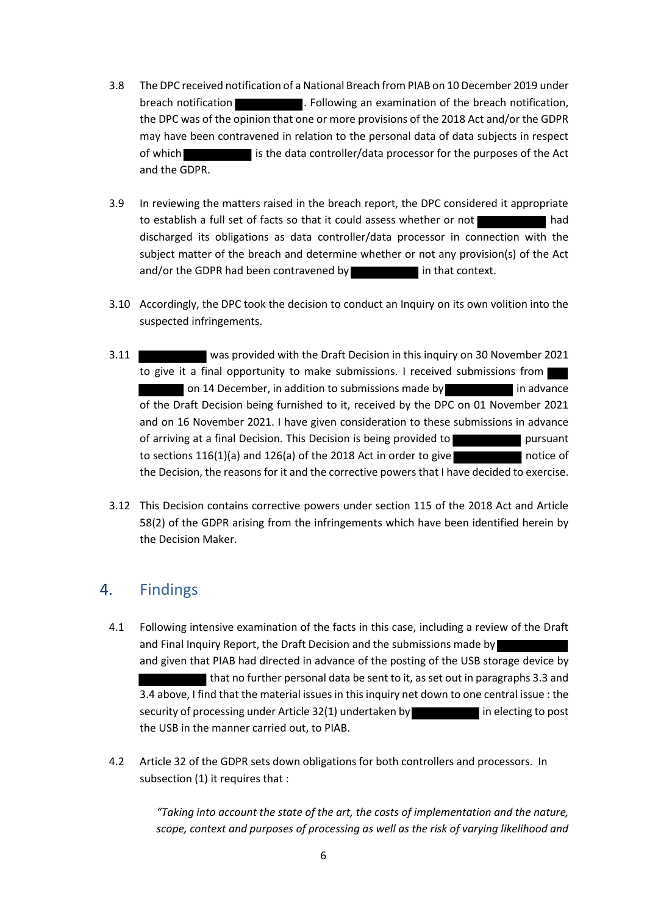3.8 The DPC received notification of a National Breach from PIAB on 10 December 2019 under breach notification ██████████. Following an examination of the breach notification, the DPC was of the opinion that one or more provisions of the 2018 Act and/or the GDPR may have been contravened in relation to the personal data of data subjects in respect of which ██████████ is the data controller/data processor for the purposes of the Act and the GDPR.

3.9 In reviewing the matters raised in the breach report, the DPC considered it appropriate to establish a full set of facts so that it could assess whether or not ██████████ had discharged its obligations as data controller/data processor in connection with the subject matter of the breach and determine whether or not any provision(s) of the Act and/or the GDPR had been contravened by ██████████ in that context.

3.10 Accordingly, the DPC took the decision to conduct an Inquiry on its own volition into the suspected infringements.

3.11 ██████████ was provided with the Draft Decision in this inquiry on 30 November 2021 to give it a final opportunity to make submissions. I received submissions from ██████████ on 14 December, in addition to submissions made by ██████████ in advance of the Draft Decision being furnished to it, received by the DPC on 01 November 2021 and on 16 November 2021. I have given consideration to these submissions in advance of arriving at a final Decision. This Decision is being provided to ██████████ pursuant to sections 116(1)(a) and 126(a) of the 2018 Act in order to give ██████████ notice of the Decision, the reasons for it and the corrective powers that I have decided to exercise.

3.12 This Decision contains corrective powers under section 115 of the 2018 Act and Article 58(2) of the GDPR arising from the infringements which have been identified herein by the Decision Maker.

## 4. Findings

4.1 Following intensive examination of the facts in this case, including a review of the Draft and Final Inquiry Report, the Draft Decision and the submissions made by ██████████ and given that PIAB had directed in advance of the posting of the USB storage device by ██████████ that no further personal data be sent to it, as set out in paragraphs 3.3 and 3.4 above, I find that the material issues in this inquiry net down to one central issue : the security of processing under Article 32(1) undertaken by ██████████ in electing to post the USB in the manner carried out, to PIAB.

4.2 Article 32 of the GDPR sets down obligations for both controllers and processors. In subsection (1) it requires that :

> *"Taking into account the state of the art, the costs of implementation and the nature, scope, context and purposes of processing as well as the risk of varying likelihood and*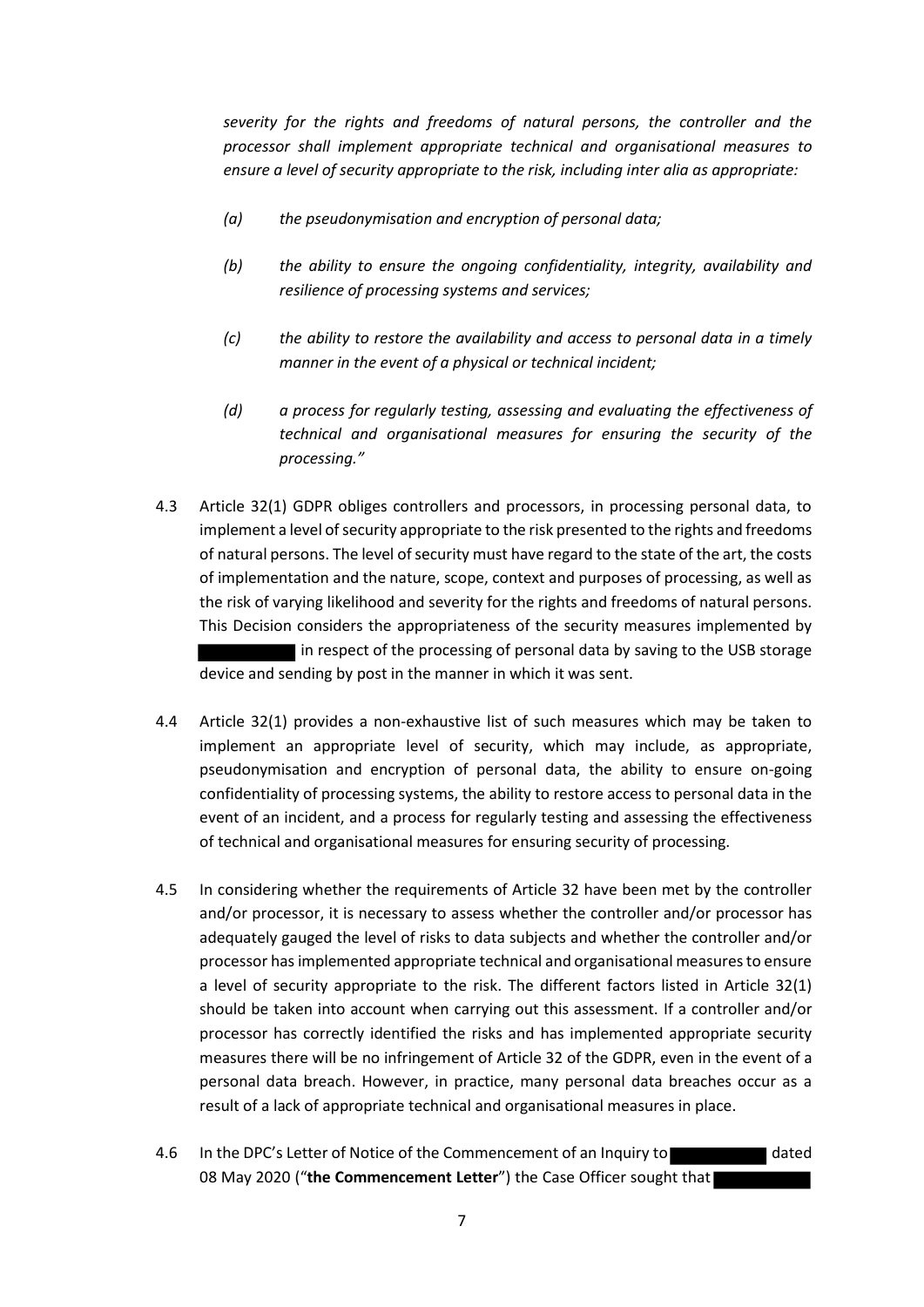*severity for the rights and freedoms of natural persons, the controller and the processor shall implement appropriate technical and organisational measures to ensure a level of security appropriate to the risk, including inter alia as appropriate:*

*(a) the pseudonymisation and encryption of personal data;*

*(b) the ability to ensure the ongoing confidentiality, integrity, availability and resilience of processing systems and services;*

*(c) the ability to restore the availability and access to personal data in a timely manner in the event of a physical or technical incident;*

*(d) a process for regularly testing, assessing and evaluating the effectiveness of technical and organisational measures for ensuring the security of the processing."*

4.3 Article 32(1) GDPR obliges controllers and processors, in processing personal data, to implement a level of security appropriate to the risk presented to the rights and freedoms of natural persons. The level of security must have regard to the state of the art, the costs of implementation and the nature, scope, context and purposes of processing, as well as the risk of varying likelihood and severity for the rights and freedoms of natural persons. This Decision considers the appropriateness of the security measures implemented by ██████████ in respect of the processing of personal data by saving to the USB storage device and sending by post in the manner in which it was sent.

4.4 Article 32(1) provides a non-exhaustive list of such measures which may be taken to implement an appropriate level of security, which may include, as appropriate, pseudonymisation and encryption of personal data, the ability to ensure on-going confidentiality of processing systems, the ability to restore access to personal data in the event of an incident, and a process for regularly testing and assessing the effectiveness of technical and organisational measures for ensuring security of processing.

4.5 In considering whether the requirements of Article 32 have been met by the controller and/or processor, it is necessary to assess whether the controller and/or processor has adequately gauged the level of risks to data subjects and whether the controller and/or processor has implemented appropriate technical and organisational measures to ensure a level of security appropriate to the risk. The different factors listed in Article 32(1) should be taken into account when carrying out this assessment. If a controller and/or processor has correctly identified the risks and has implemented appropriate security measures there will be no infringement of Article 32 of the GDPR, even in the event of a personal data breach. However, in practice, many personal data breaches occur as a result of a lack of appropriate technical and organisational measures in place.

4.6 In the DPC's Letter of Notice of the Commencement of an Inquiry to ██████████ dated 08 May 2020 ("**the Commencement Letter**") the Case Officer sought that ██████████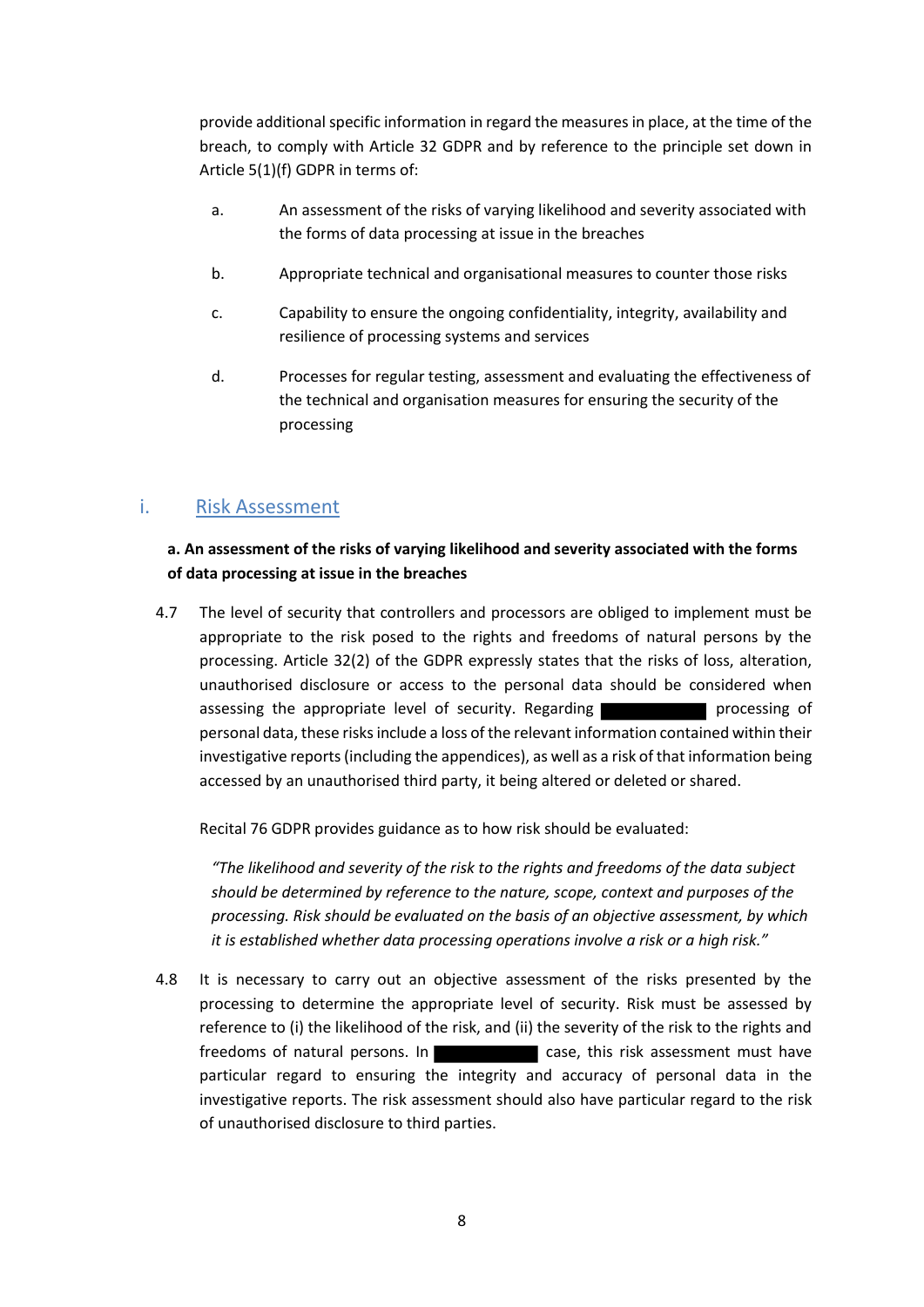provide additional specific information in regard the measures in place, at the time of the breach, to comply with Article 32 GDPR and by reference to the principle set down in Article 5(1)(f) GDPR in terms of:

a. An assessment of the risks of varying likelihood and severity associated with the forms of data processing at issue in the breaches

b. Appropriate technical and organisational measures to counter those risks

c. Capability to ensure the ongoing confidentiality, integrity, availability and resilience of processing systems and services

d. Processes for regular testing, assessment and evaluating the effectiveness of the technical and organisation measures for ensuring the security of the processing

## i. Risk Assessment

**a. An assessment of the risks of varying likelihood and severity associated with the forms of data processing at issue in the breaches**

4.7 The level of security that controllers and processors are obliged to implement must be appropriate to the risk posed to the rights and freedoms of natural persons by the processing. Article 32(2) of the GDPR expressly states that the risks of loss, alteration, unauthorised disclosure or access to the personal data should be considered when assessing the appropriate level of security. Regarding ██████████ processing of personal data, these risks include a loss of the relevant information contained within their investigative reports (including the appendices), as well as a risk of that information being accessed by an unauthorised third party, it being altered or deleted or shared.

Recital 76 GDPR provides guidance as to how risk should be evaluated:

*"The likelihood and severity of the risk to the rights and freedoms of the data subject should be determined by reference to the nature, scope, context and purposes of the processing. Risk should be evaluated on the basis of an objective assessment, by which it is established whether data processing operations involve a risk or a high risk."*

4.8 It is necessary to carry out an objective assessment of the risks presented by the processing to determine the appropriate level of security. Risk must be assessed by reference to (i) the likelihood of the risk, and (ii) the severity of the risk to the rights and freedoms of natural persons. In ██████████ case, this risk assessment must have particular regard to ensuring the integrity and accuracy of personal data in the investigative reports. The risk assessment should also have particular regard to the risk of unauthorised disclosure to third parties.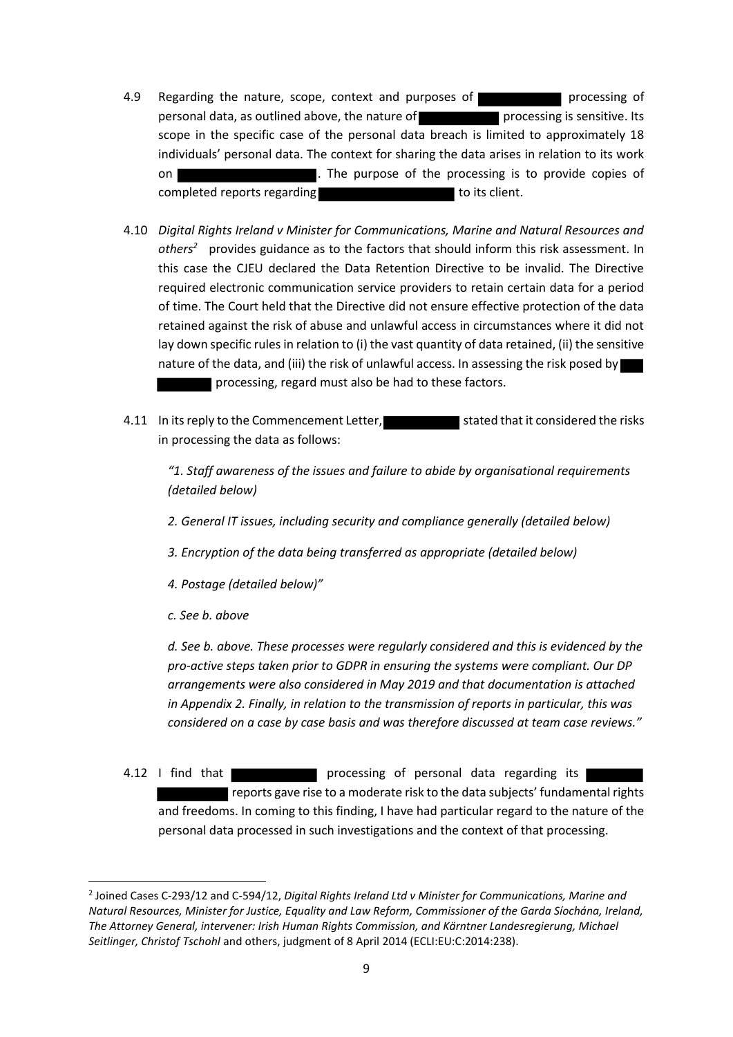4.9 Regarding the nature, scope, context and purposes of ██████████ processing of personal data, as outlined above, the nature of ██████████ processing is sensitive. Its scope in the specific case of the personal data breach is limited to approximately 18 individuals' personal data. The context for sharing the data arises in relation to its work on ██████████████████. The purpose of the processing is to provide copies of completed reports regarding ██████████████████ to its client.

4.10 *Digital Rights Ireland v Minister for Communications, Marine and Natural Resources and others*[2] provides guidance as to the factors that should inform this risk assessment. In this case the CJEU declared the Data Retention Directive to be invalid. The Directive required electronic communication service providers to retain certain data for a period of time. The Court held that the Directive did not ensure effective protection of the data retained against the risk of abuse and unlawful access in circumstances where it did not lay down specific rules in relation to (i) the vast quantity of data retained, (ii) the sensitive nature of the data, and (iii) the risk of unlawful access. In assessing the risk posed by ██████████ processing, regard must also be had to these factors.

4.11 In its reply to the Commencement Letter, ██████████ stated that it considered the risks in processing the data as follows:

> *"1. Staff awareness of the issues and failure to abide by organisational requirements (detailed below)*
>
> *2. General IT issues, including security and compliance generally (detailed below)*
>
> *3. Encryption of the data being transferred as appropriate (detailed below)*
>
> *4. Postage (detailed below)"*
>
> *c. See b. above*
>
> *d. See b. above. These processes were regularly considered and this is evidenced by the pro-active steps taken prior to GDPR in ensuring the systems were compliant. Our DP arrangements were also considered in May 2019 and that documentation is attached in Appendix 2. Finally, in relation to the transmission of reports in particular, this was considered on a case by case basis and was therefore discussed at team case reviews."*

4.12 I find that ██████████ processing of personal data regarding its ██████████████ reports gave rise to a moderate risk to the data subjects' fundamental rights and freedoms. In coming to this finding, I have had particular regard to the nature of the personal data processed in such investigations and the context of that processing.

---

[2] Joined Cases C-293/12 and C-594/12, *Digital Rights Ireland Ltd v Minister for Communications, Marine and Natural Resources, Minister for Justice, Equality and Law Reform, Commissioner of the Garda Síochána, Ireland, The Attorney General, intervener: Irish Human Rights Commission, and Kärntner Landesregierung, Michael Seitlinger, Christof Tschohl* and others, judgment of 8 April 2014 (ECLI:EU:C:2014:238).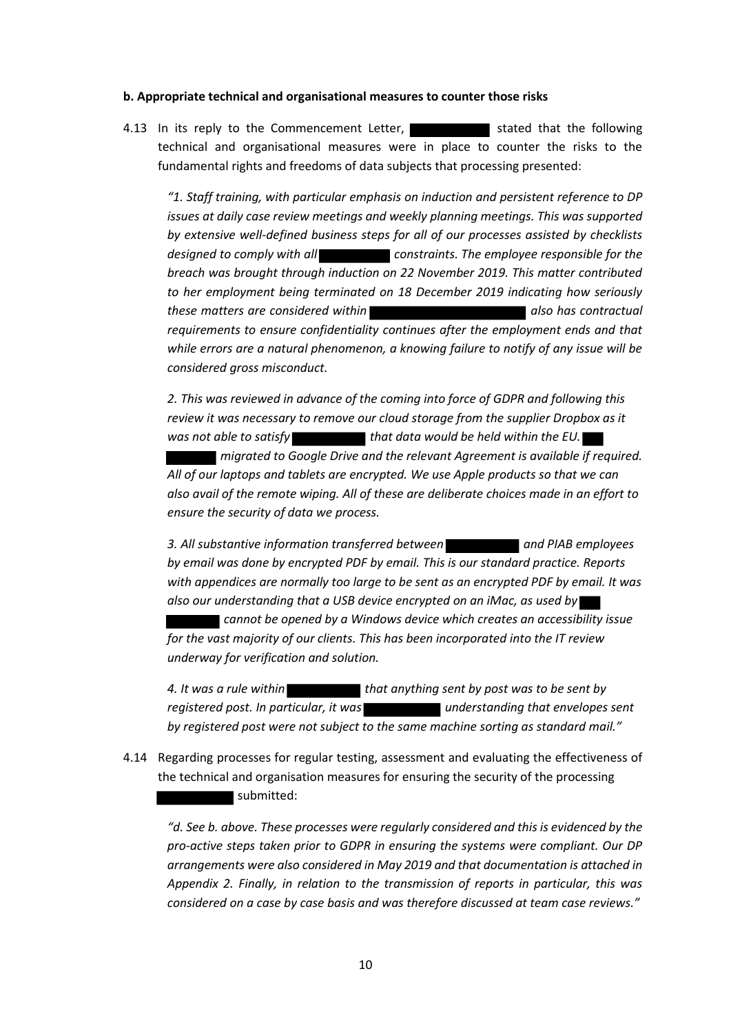**b. Appropriate technical and organisational measures to counter those risks**

4.13 In its reply to the Commencement Letter, ██████████ stated that the following technical and organisational measures were in place to counter the risks to the fundamental rights and freedoms of data subjects that processing presented:

*"1. Staff training, with particular emphasis on induction and persistent reference to DP issues at daily case review meetings and weekly planning meetings. This was supported by extensive well-defined business steps for all of our processes assisted by checklists designed to comply with all ██████████ constraints. The employee responsible for the breach was brought through induction on 22 November 2019. This matter contributed to her employment being terminated on 18 December 2019 indicating how seriously these matters are considered within ██████████████████████ also has contractual requirements to ensure confidentiality continues after the employment ends and that while errors are a natural phenomenon, a knowing failure to notify of any issue will be considered gross misconduct.*

*2. This was reviewed in advance of the coming into force of GDPR and following this review it was necessary to remove our cloud storage from the supplier Dropbox as it was not able to satisfy ██████████ that data would be held within the EU. ███ ███████ migrated to Google Drive and the relevant Agreement is available if required. All of our laptops and tablets are encrypted. We use Apple products so that we can also avail of the remote wiping. All of these are deliberate choices made in an effort to ensure the security of data we process.*

*3. All substantive information transferred between ██████████ and PIAB employees by email was done by encrypted PDF by email. This is our standard practice. Reports with appendices are normally too large to be sent as an encrypted PDF by email. It was also our understanding that a USB device encrypted on an iMac, as used by ███ ████████ cannot be opened by a Windows device which creates an accessibility issue for the vast majority of our clients. This has been incorporated into the IT review underway for verification and solution.*

*4. It was a rule within ██████████ that anything sent by post was to be sent by registered post. In particular, it was ██████████ understanding that envelopes sent by registered post were not subject to the same machine sorting as standard mail."*

4.14 Regarding processes for regular testing, assessment and evaluating the effectiveness of the technical and organisation measures for ensuring the security of the processing ██████████ submitted:

*"d. See b. above. These processes were regularly considered and this is evidenced by the pro-active steps taken prior to GDPR in ensuring the systems were compliant. Our DP arrangements were also considered in May 2019 and that documentation is attached in Appendix 2. Finally, in relation to the transmission of reports in particular, this was considered on a case by case basis and was therefore discussed at team case reviews."*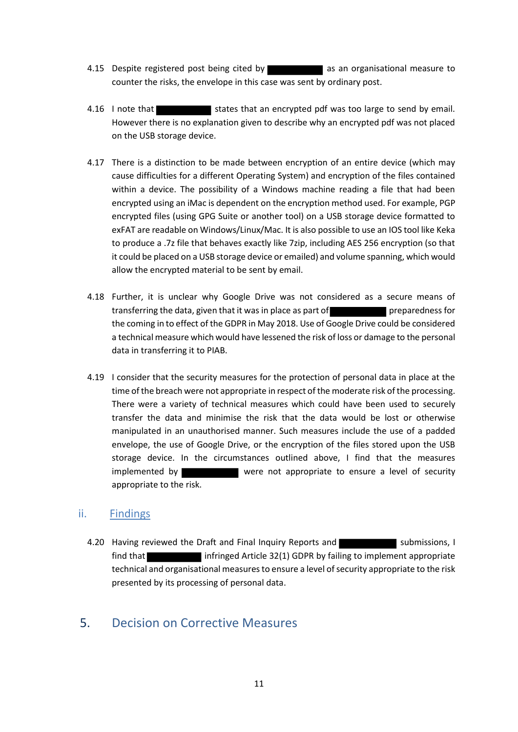4.15 Despite registered post being cited by ██████████ as an organisational measure to counter the risks, the envelope in this case was sent by ordinary post.

4.16 I note that ██████████ states that an encrypted pdf was too large to send by email. However there is no explanation given to describe why an encrypted pdf was not placed on the USB storage device.

4.17 There is a distinction to be made between encryption of an entire device (which may cause difficulties for a different Operating System) and encryption of the files contained within a device. The possibility of a Windows machine reading a file that had been encrypted using an iMac is dependent on the encryption method used. For example, PGP encrypted files (using GPG Suite or another tool) on a USB storage device formatted to exFAT are readable on Windows/Linux/Mac. It is also possible to use an IOS tool like Keka to produce a .7z file that behaves exactly like 7zip, including AES 256 encryption (so that it could be placed on a USB storage device or emailed) and volume spanning, which would allow the encrypted material to be sent by email.

4.18 Further, it is unclear why Google Drive was not considered as a secure means of transferring the data, given that it was in place as part of ██████████ preparedness for the coming in to effect of the GDPR in May 2018. Use of Google Drive could be considered a technical measure which would have lessened the risk of loss or damage to the personal data in transferring it to PIAB.

4.19 I consider that the security measures for the protection of personal data in place at the time of the breach were not appropriate in respect of the moderate risk of the processing. There were a variety of technical measures which could have been used to securely transfer the data and minimise the risk that the data would be lost or otherwise manipulated in an unauthorised manner. Such measures include the use of a padded envelope, the use of Google Drive, or the encryption of the files stored upon the USB storage device. In the circumstances outlined above, I find that the measures implemented by ██████████ were not appropriate to ensure a level of security appropriate to the risk.

### ii. Findings

4.20 Having reviewed the Draft and Final Inquiry Reports and ██████████ submissions, I find that ██████████ infringed Article 32(1) GDPR by failing to implement appropriate technical and organisational measures to ensure a level of security appropriate to the risk presented by its processing of personal data.

## 5. Decision on Corrective Measures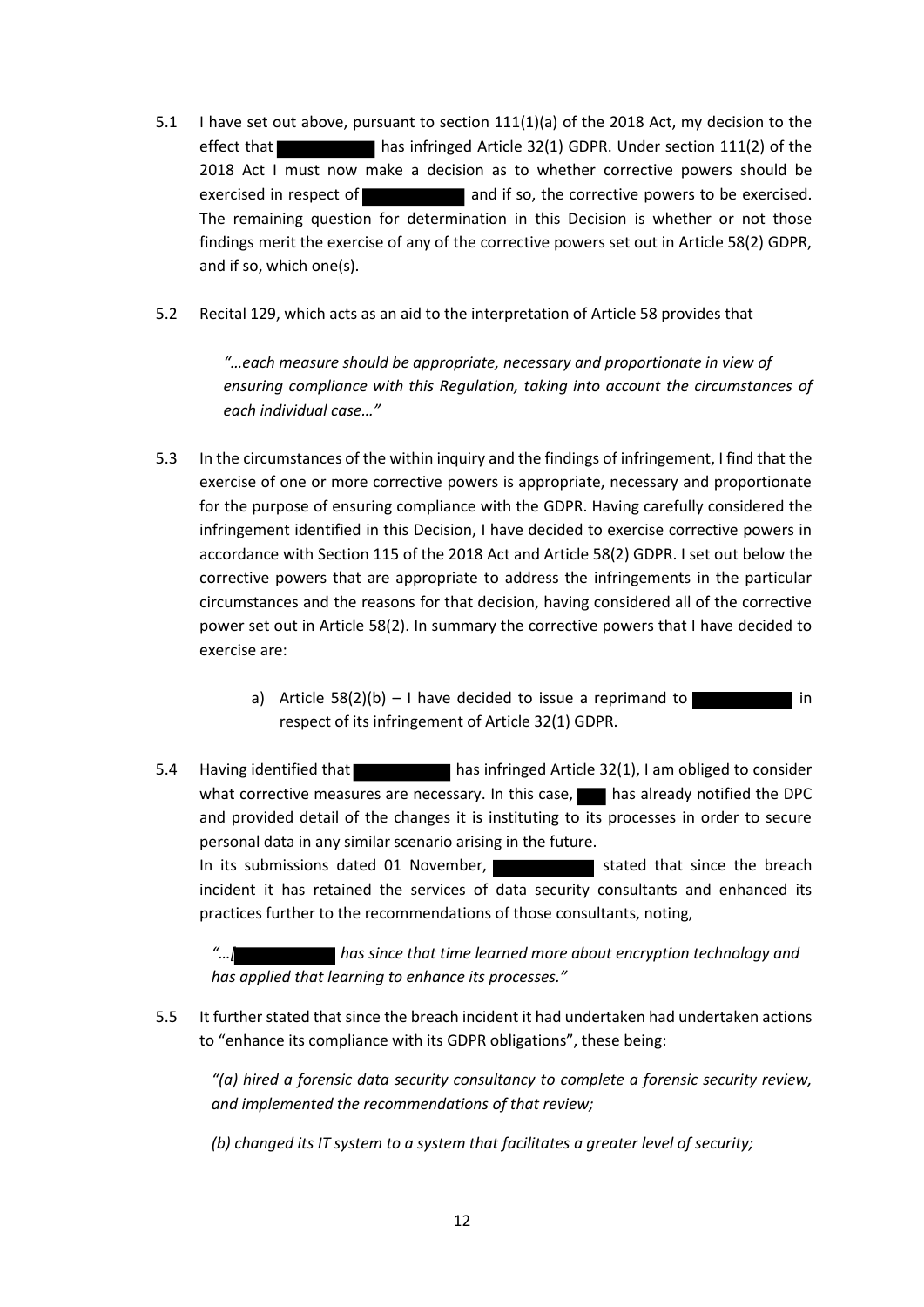5.1 I have set out above, pursuant to section 111(1)(a) of the 2018 Act, my decision to the effect that ██████████ has infringed Article 32(1) GDPR. Under section 111(2) of the 2018 Act I must now make a decision as to whether corrective powers should be exercised in respect of ██████████ and if so, the corrective powers to be exercised. The remaining question for determination in this Decision is whether or not those findings merit the exercise of any of the corrective powers set out in Article 58(2) GDPR, and if so, which one(s).

5.2 Recital 129, which acts as an aid to the interpretation of Article 58 provides that

> *"…each measure should be appropriate, necessary and proportionate in view of ensuring compliance with this Regulation, taking into account the circumstances of each individual case…"*

5.3 In the circumstances of the within inquiry and the findings of infringement, I find that the exercise of one or more corrective powers is appropriate, necessary and proportionate for the purpose of ensuring compliance with the GDPR. Having carefully considered the infringement identified in this Decision, I have decided to exercise corrective powers in accordance with Section 115 of the 2018 Act and Article 58(2) GDPR. I set out below the corrective powers that are appropriate to address the infringements in the particular circumstances and the reasons for that decision, having considered all of the corrective power set out in Article 58(2). In summary the corrective powers that I have decided to exercise are:

   a) Article 58(2)(b) – I have decided to issue a reprimand to ██████████ in respect of its infringement of Article 32(1) GDPR.

5.4 Having identified that ██████████ has infringed Article 32(1), I am obliged to consider what corrective measures are necessary. In this case, ███ has already notified the DPC and provided detail of the changes it is instituting to its processes in order to secure personal data in any similar scenario arising in the future.
In its submissions dated 01 November, ██████████ stated that since the breach incident it has retained the services of data security consultants and enhanced its practices further to the recommendations of those consultants, noting,

> *"…[██████████ has since that time learned more about encryption technology and has applied that learning to enhance its processes."*

5.5 It further stated that since the breach incident it had undertaken had undertaken actions to "enhance its compliance with its GDPR obligations", these being:

> *"(a) hired a forensic data security consultancy to complete a forensic security review, and implemented the recommendations of that review;*
>
> *(b) changed its IT system to a system that facilitates a greater level of security;*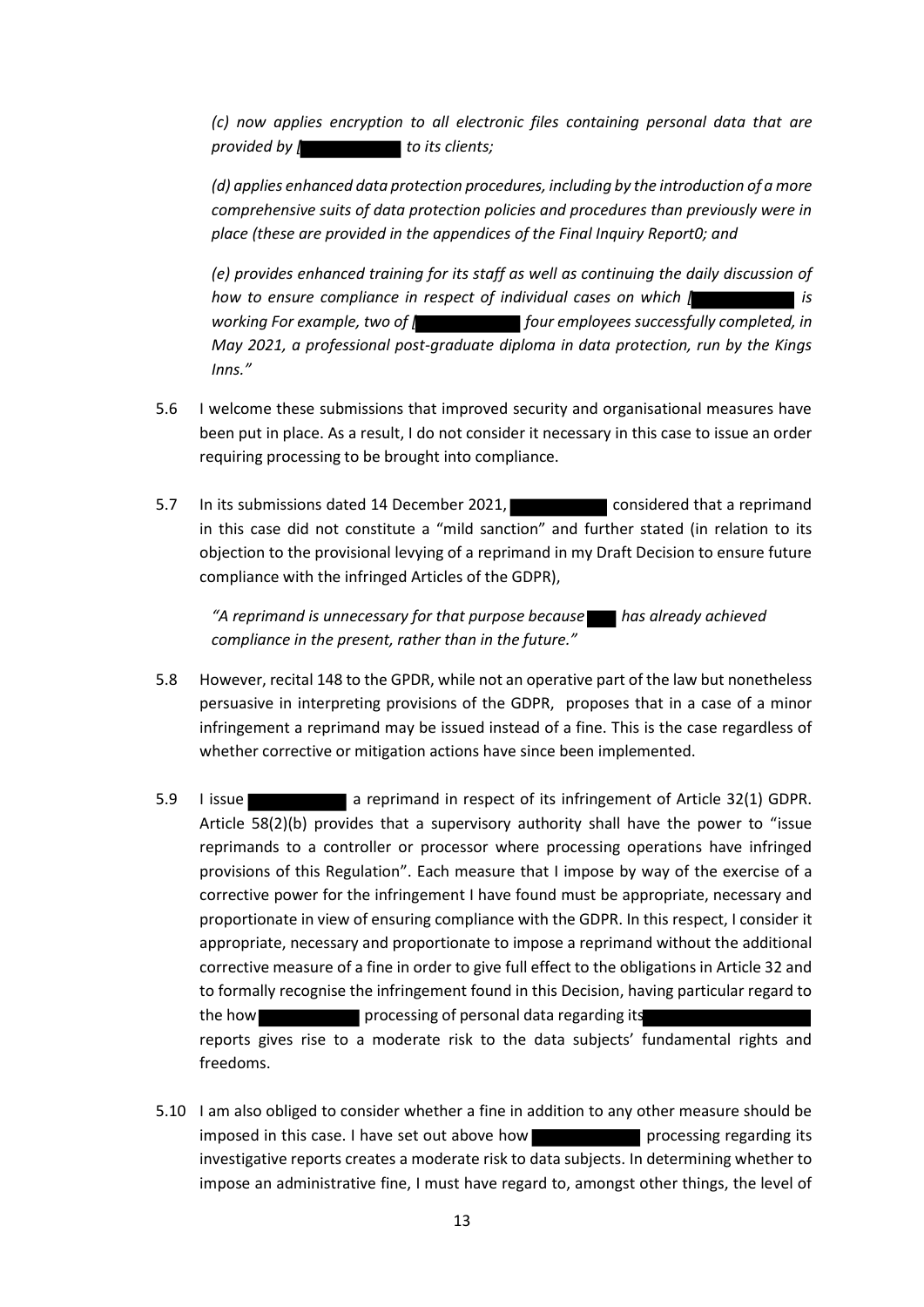*(c) now applies encryption to all electronic files containing personal data that are provided by [ to its clients;*

*(d) applies enhanced data protection procedures, including by the introduction of a more comprehensive suits of data protection policies and procedures than previously were in place (these are provided in the appendices of the Final Inquiry Report0; and*

*(e) provides enhanced training for its staff as well as continuing the daily discussion of how to ensure compliance in respect of individual cases on which [ is working For example, two of [ four employees successfully completed, in May 2021, a professional post-graduate diploma in data protection, run by the Kings Inns."*

5.6 I welcome these submissions that improved security and organisational measures have been put in place. As a result, I do not consider it necessary in this case to issue an order requiring processing to be brought into compliance.

5.7 In its submissions dated 14 December 2021, considered that a reprimand in this case did not constitute a "mild sanction" and further stated (in relation to its objection to the provisional levying of a reprimand in my Draft Decision to ensure future compliance with the infringed Articles of the GDPR),

> *"A reprimand is unnecessary for that purpose because has already achieved compliance in the present, rather than in the future."*

5.8 However, recital 148 to the GPDR, while not an operative part of the law but nonetheless persuasive in interpreting provisions of the GDPR, proposes that in a case of a minor infringement a reprimand may be issued instead of a fine. This is the case regardless of whether corrective or mitigation actions have since been implemented.

5.9 I issue a reprimand in respect of its infringement of Article 32(1) GDPR. Article 58(2)(b) provides that a supervisory authority shall have the power to "issue reprimands to a controller or processor where processing operations have infringed provisions of this Regulation". Each measure that I impose by way of the exercise of a corrective power for the infringement I have found must be appropriate, necessary and proportionate in view of ensuring compliance with the GDPR. In this respect, I consider it appropriate, necessary and proportionate to impose a reprimand without the additional corrective measure of a fine in order to give full effect to the obligations in Article 32 and to formally recognise the infringement found in this Decision, having particular regard to the how processing of personal data regarding its reports gives rise to a moderate risk to the data subjects' fundamental rights and freedoms.

5.10 I am also obliged to consider whether a fine in addition to any other measure should be imposed in this case. I have set out above how processing regarding its investigative reports creates a moderate risk to data subjects. In determining whether to impose an administrative fine, I must have regard to, amongst other things, the level of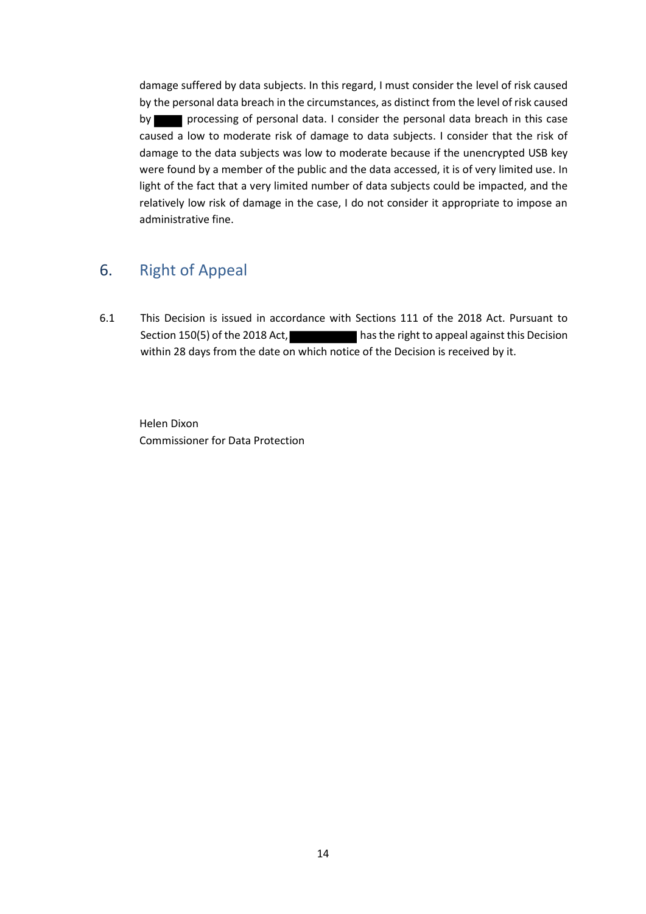damage suffered by data subjects. In this regard, I must consider the level of risk caused by the personal data breach in the circumstances, as distinct from the level of risk caused by ███ processing of personal data. I consider the personal data breach in this case caused a low to moderate risk of damage to data subjects. I consider that the risk of damage to the data subjects was low to moderate because if the unencrypted USB key were found by a member of the public and the data accessed, it is of very limited use. In light of the fact that a very limited number of data subjects could be impacted, and the relatively low risk of damage in the case, I do not consider it appropriate to impose an administrative fine.

## 6. Right of Appeal

6.1 This Decision is issued in accordance with Sections 111 of the 2018 Act. Pursuant to Section 150(5) of the 2018 Act, ███████ has the right to appeal against this Decision within 28 days from the date on which notice of the Decision is received by it.

Helen Dixon
Commissioner for Data Protection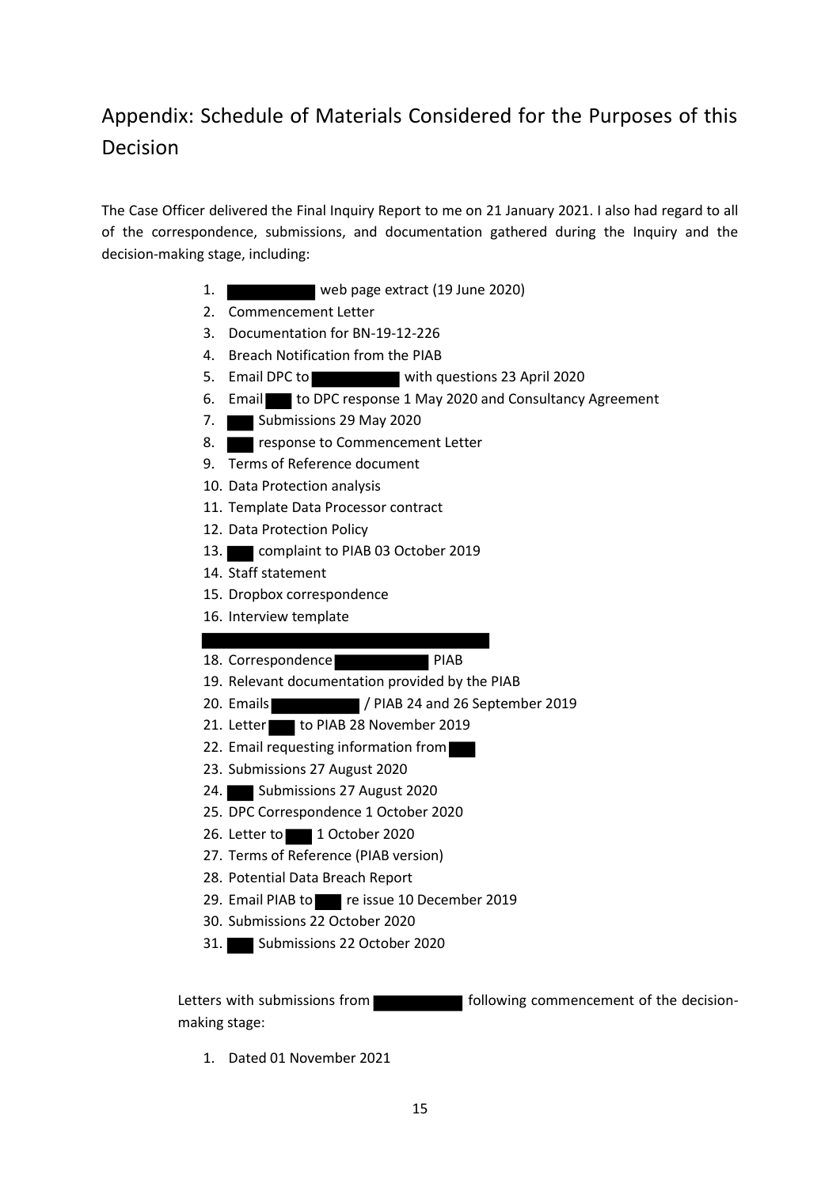## Appendix: Schedule of Materials Considered for the Purposes of this Decision

The Case Officer delivered the Final Inquiry Report to me on 21 January 2021. I also had regard to all of the correspondence, submissions, and documentation gathered during the Inquiry and the decision-making stage, including:

1. web page extract (19 June 2020)
2. Commencement Letter
3. Documentation for BN-19-12-226
4. Breach Notification from the PIAB
5. Email DPC to with questions 23 April 2020
6. Email to DPC response 1 May 2020 and Consultancy Agreement
7. Submissions 29 May 2020
8. response to Commencement Letter
9. Terms of Reference document
10. Data Protection analysis
11. Template Data Processor contract
12. Data Protection Policy
13. complaint to PIAB 03 October 2019
14. Staff statement
15. Dropbox correspondence
16. Interview template
17. 
18. Correspondence PIAB
19. Relevant documentation provided by the PIAB
20. Emails / PIAB 24 and 26 September 2019
21. Letter to PIAB 28 November 2019
22. Email requesting information from
23. Submissions 27 August 2020
24. Submissions 27 August 2020
25. DPC Correspondence 1 October 2020
26. Letter to 1 October 2020
27. Terms of Reference (PIAB version)
28. Potential Data Breach Report
29. Email PIAB to re issue 10 December 2019
30. Submissions 22 October 2020
31. Submissions 22 October 2020

Letters with submissions from following commencement of the decision-making stage:

1. Dated 01 November 2021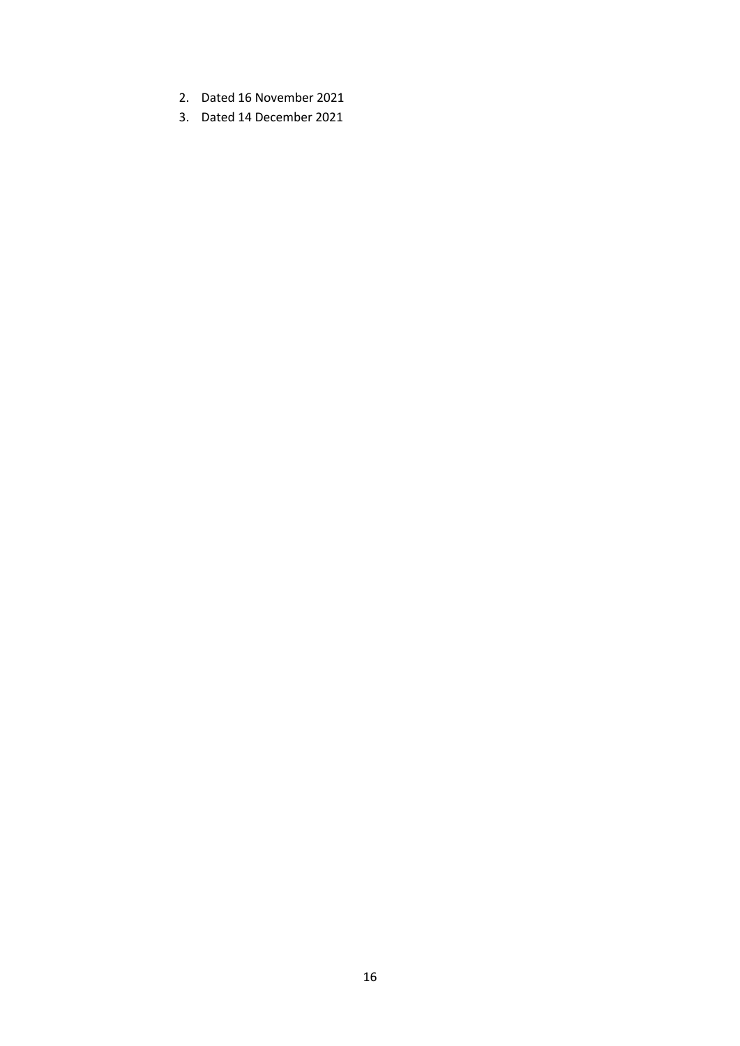2. Dated 16 November 2021
3. Dated 14 December 2021